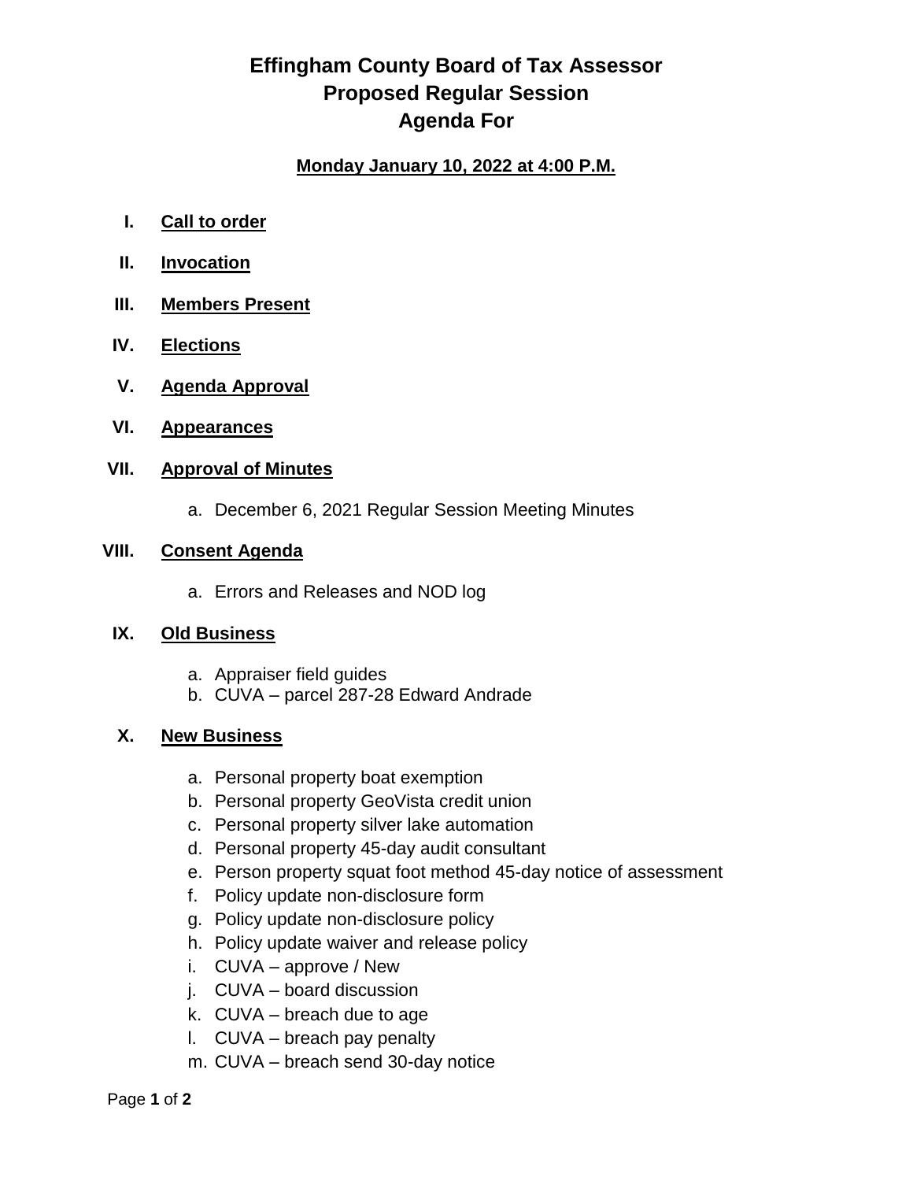# Effingham County Board of Tax Assessor
# Proposed Regular Session
# Agenda For

**Monday January 10, 2022 at 4:00 P.M.**

I. **Call to order**

II. **Invocation**

III. **Members Present**

IV. **Elections**

V. **Agenda Approval**

VI. **Appearances**

VII. **Approval of Minutes**

   a. December 6, 2021 Regular Session Meeting Minutes

VIII. **Consent Agenda**

   a. Errors and Releases and NOD log

IX. **Old Business**

   a. Appraiser field guides
   b. CUVA – parcel 287-28 Edward Andrade

X. **New Business**

   a. Personal property boat exemption
   b. Personal property GeoVista credit union
   c. Personal property silver lake automation
   d. Personal property 45-day audit consultant
   e. Person property squat foot method 45-day notice of assessment
   f. Policy update non-disclosure form
   g. Policy update non-disclosure policy
   h. Policy update waiver and release policy
   i. CUVA – approve / New
   j. CUVA – board discussion
   k. CUVA – breach due to age
   l. CUVA – breach pay penalty
   m. CUVA – breach send 30-day notice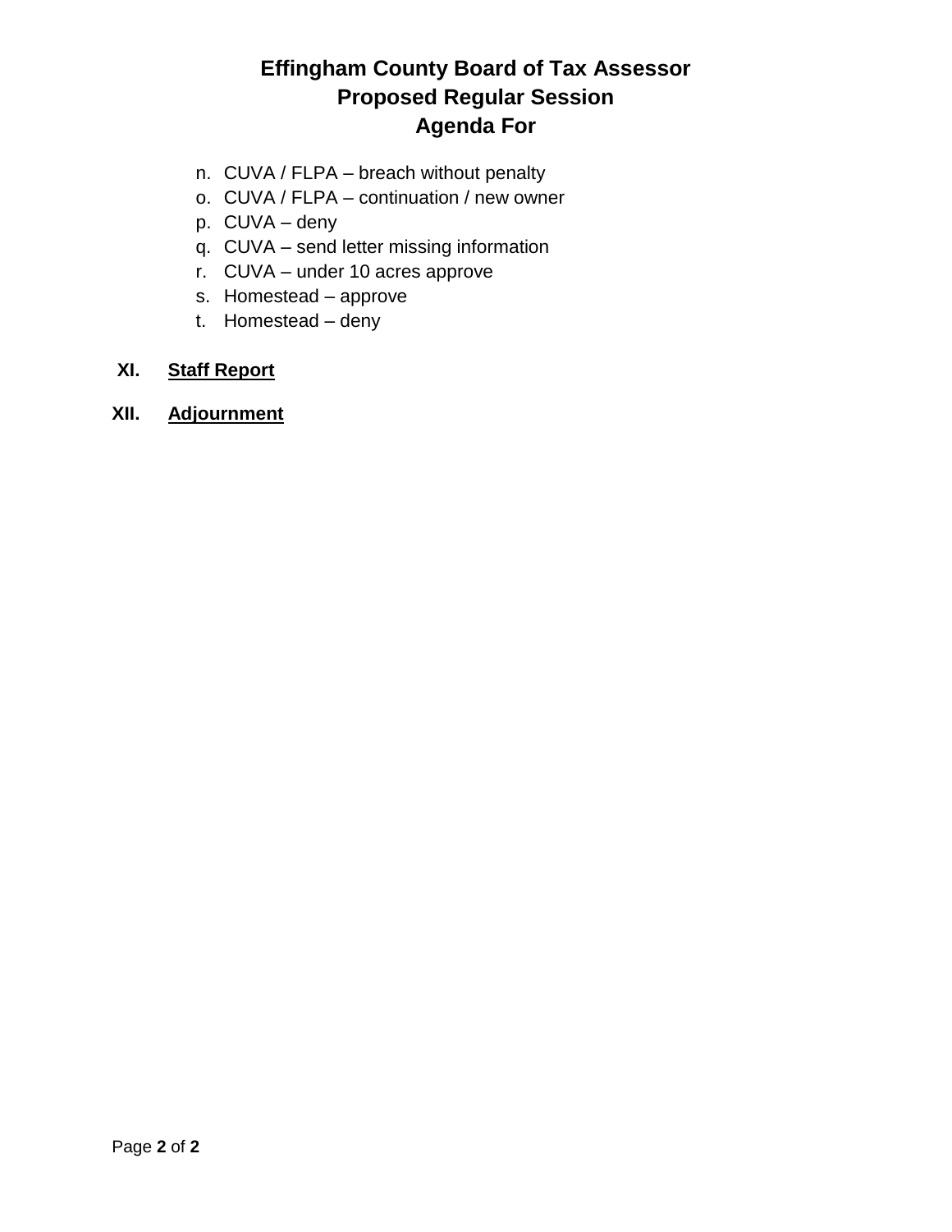# Effingham County Board of Tax Assessor
## Proposed Regular Session
## Agenda For

n. CUVA / FLPA – breach without penalty
o. CUVA / FLPA – continuation / new owner
p. CUVA – deny
q. CUVA – send letter missing information
r. CUVA – under 10 acres approve
s. Homestead – approve
t. Homestead – deny

**XI. Staff Report**

**XII. Adjournment**